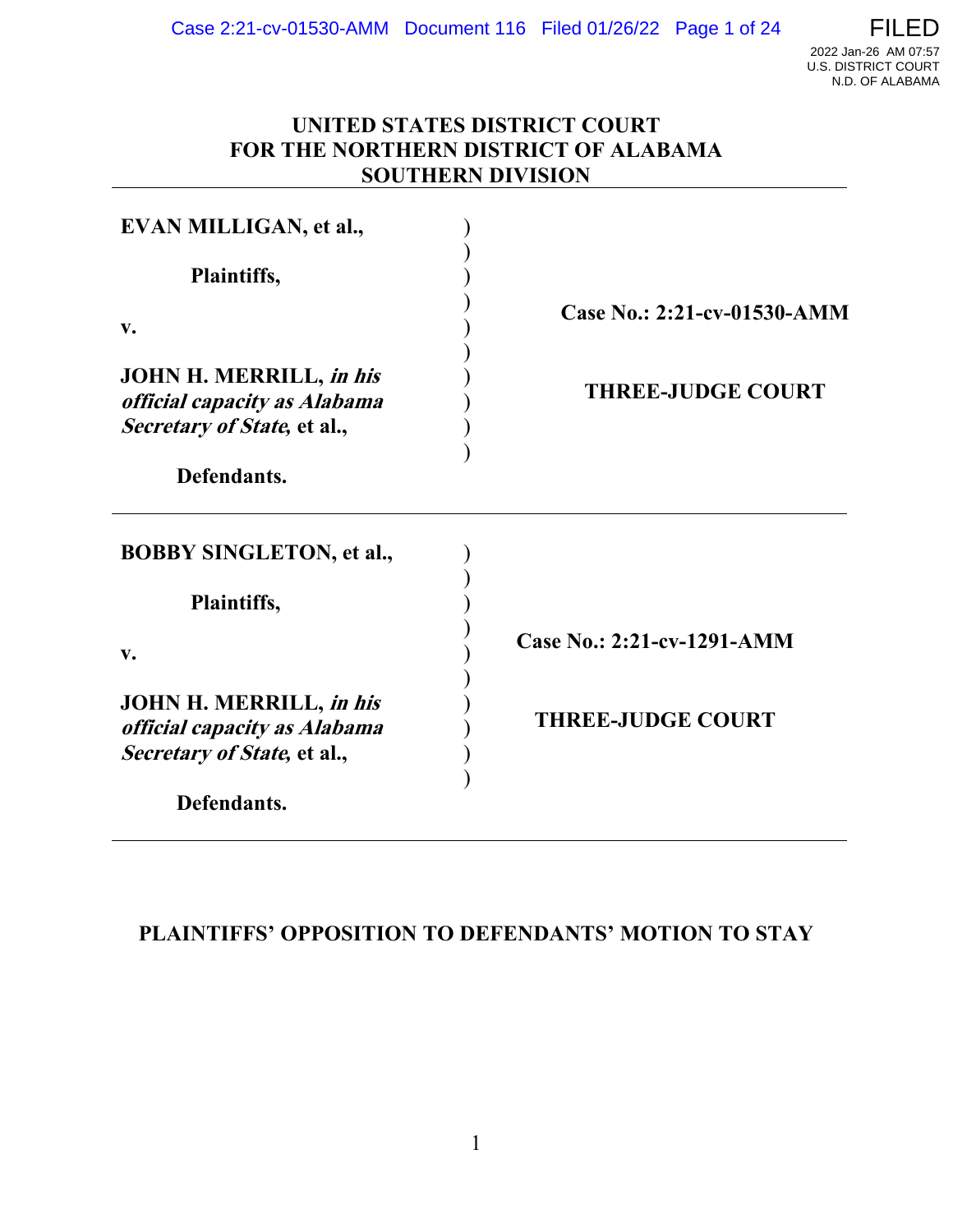# UNITED STATES DISTRICT COURT
# FOR THE NORTHERN DISTRICT OF ALABAMA
# SOUTHERN DIVISION

| | |
|---|---|
| **EVAN MILLIGAN, et al.,**<br><br>**Plaintiffs,**<br><br>**v.**<br><br>**JOHN H. MERRILL, *in his official capacity as Alabama Secretary of State*, et al.,**<br><br>**Defendants.** | **Case No.: 2:21-cv-01530-AMM**<br><br>**THREE-JUDGE COURT** |

| | |
|---|---|
| **BOBBY SINGLETON, et al.,**<br><br>**Plaintiffs,**<br><br>**v.**<br><br>**JOHN H. MERRILL, *in his official capacity as Alabama Secretary of State*, et al.,**<br><br>**Defendants.** | **Case No.: 2:21-cv-1291-AMM**<br><br>**THREE-JUDGE COURT** |

## PLAINTIFFS' OPPOSITION TO DEFENDANTS' MOTION TO STAY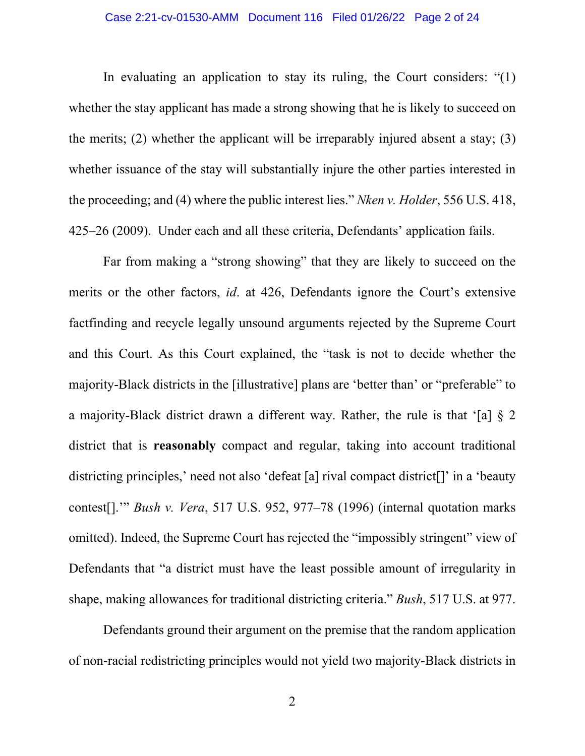In evaluating an application to stay its ruling, the Court considers: "(1) whether the stay applicant has made a strong showing that he is likely to succeed on the merits; (2) whether the applicant will be irreparably injured absent a stay; (3) whether issuance of the stay will substantially injure the other parties interested in the proceeding; and (4) where the public interest lies." *Nken v. Holder*, 556 U.S. 418, 425–26 (2009). Under each and all these criteria, Defendants' application fails.

Far from making a "strong showing" that they are likely to succeed on the merits or the other factors, *id*. at 426, Defendants ignore the Court's extensive factfinding and recycle legally unsound arguments rejected by the Supreme Court and this Court. As this Court explained, the "task is not to decide whether the majority-Black districts in the [illustrative] plans are 'better than' or "preferable" to a majority-Black district drawn a different way. Rather, the rule is that '[a] § 2 district that is **reasonably** compact and regular, taking into account traditional districting principles,' need not also 'defeat [a] rival compact district[]' in a 'beauty contest[].'" *Bush v. Vera*, 517 U.S. 952, 977–78 (1996) (internal quotation marks omitted). Indeed, the Supreme Court has rejected the "impossibly stringent" view of Defendants that "a district must have the least possible amount of irregularity in shape, making allowances for traditional districting criteria." *Bush*, 517 U.S. at 977.

Defendants ground their argument on the premise that the random application of non-racial redistricting principles would not yield two majority-Black districts in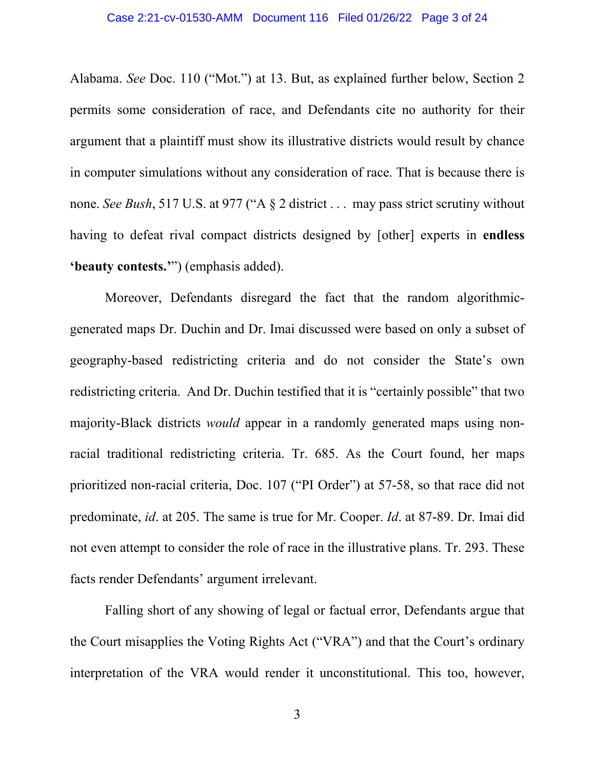Alabama. *See* Doc. 110 ("Mot.") at 13. But, as explained further below, Section 2 permits some consideration of race, and Defendants cite no authority for their argument that a plaintiff must show its illustrative districts would result by chance in computer simulations without any consideration of race. That is because there is none. *See Bush*, 517 U.S. at 977 ("A § 2 district . . . may pass strict scrutiny without having to defeat rival compact districts designed by [other] experts in **endless 'beauty contests.'**") (emphasis added).

Moreover, Defendants disregard the fact that the random algorithmic-generated maps Dr. Duchin and Dr. Imai discussed were based on only a subset of geography-based redistricting criteria and do not consider the State's own redistricting criteria. And Dr. Duchin testified that it is "certainly possible" that two majority-Black districts *would* appear in a randomly generated maps using non-racial traditional redistricting criteria. Tr. 685. As the Court found, her maps prioritized non-racial criteria, Doc. 107 ("PI Order") at 57-58, so that race did not predominate, *id*. at 205. The same is true for Mr. Cooper. *Id*. at 87-89. Dr. Imai did not even attempt to consider the role of race in the illustrative plans. Tr. 293. These facts render Defendants' argument irrelevant.

Falling short of any showing of legal or factual error, Defendants argue that the Court misapplies the Voting Rights Act ("VRA") and that the Court's ordinary interpretation of the VRA would render it unconstitutional. This too, however,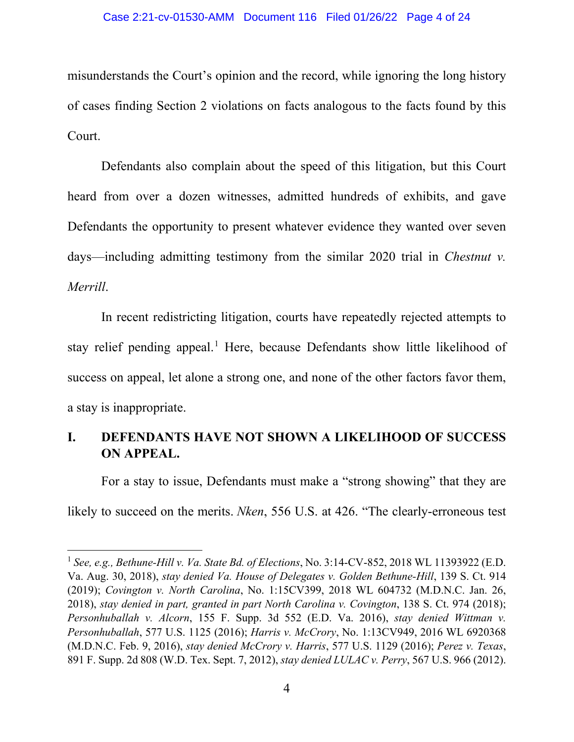misunderstands the Court's opinion and the record, while ignoring the long history of cases finding Section 2 violations on facts analogous to the facts found by this Court.

Defendants also complain about the speed of this litigation, but this Court heard from over a dozen witnesses, admitted hundreds of exhibits, and gave Defendants the opportunity to present whatever evidence they wanted over seven days—including admitting testimony from the similar 2020 trial in *Chestnut v. Merrill*.

In recent redistricting litigation, courts have repeatedly rejected attempts to stay relief pending appeal.[1] Here, because Defendants show little likelihood of success on appeal, let alone a strong one, and none of the other factors favor them, a stay is inappropriate.

## I. DEFENDANTS HAVE NOT SHOWN A LIKELIHOOD OF SUCCESS ON APPEAL.

For a stay to issue, Defendants must make a "strong showing" that they are likely to succeed on the merits. *Nken*, 556 U.S. at 426. "The clearly-erroneous test

---

[1] *See, e.g., Bethune-Hill v. Va. State Bd. of Elections*, No. 3:14-CV-852, 2018 WL 11393922 (E.D. Va. Aug. 30, 2018), *stay denied Va. House of Delegates v. Golden Bethune-Hill*, 139 S. Ct. 914 (2019); *Covington v. North Carolina*, No. 1:15CV399, 2018 WL 604732 (M.D.N.C. Jan. 26, 2018), *stay denied in part, granted in part North Carolina v. Covington*, 138 S. Ct. 974 (2018); *Personhuballah v. Alcorn*, 155 F. Supp. 3d 552 (E.D. Va. 2016), *stay denied Wittman v. Personhuballah*, 577 U.S. 1125 (2016); *Harris v. McCrory*, No. 1:13CV949, 2016 WL 6920368 (M.D.N.C. Feb. 9, 2016), *stay denied McCrory v. Harris*, 577 U.S. 1129 (2016); *Perez v. Texas*, 891 F. Supp. 2d 808 (W.D. Tex. Sept. 7, 2012), *stay denied LULAC v. Perry*, 567 U.S. 966 (2012).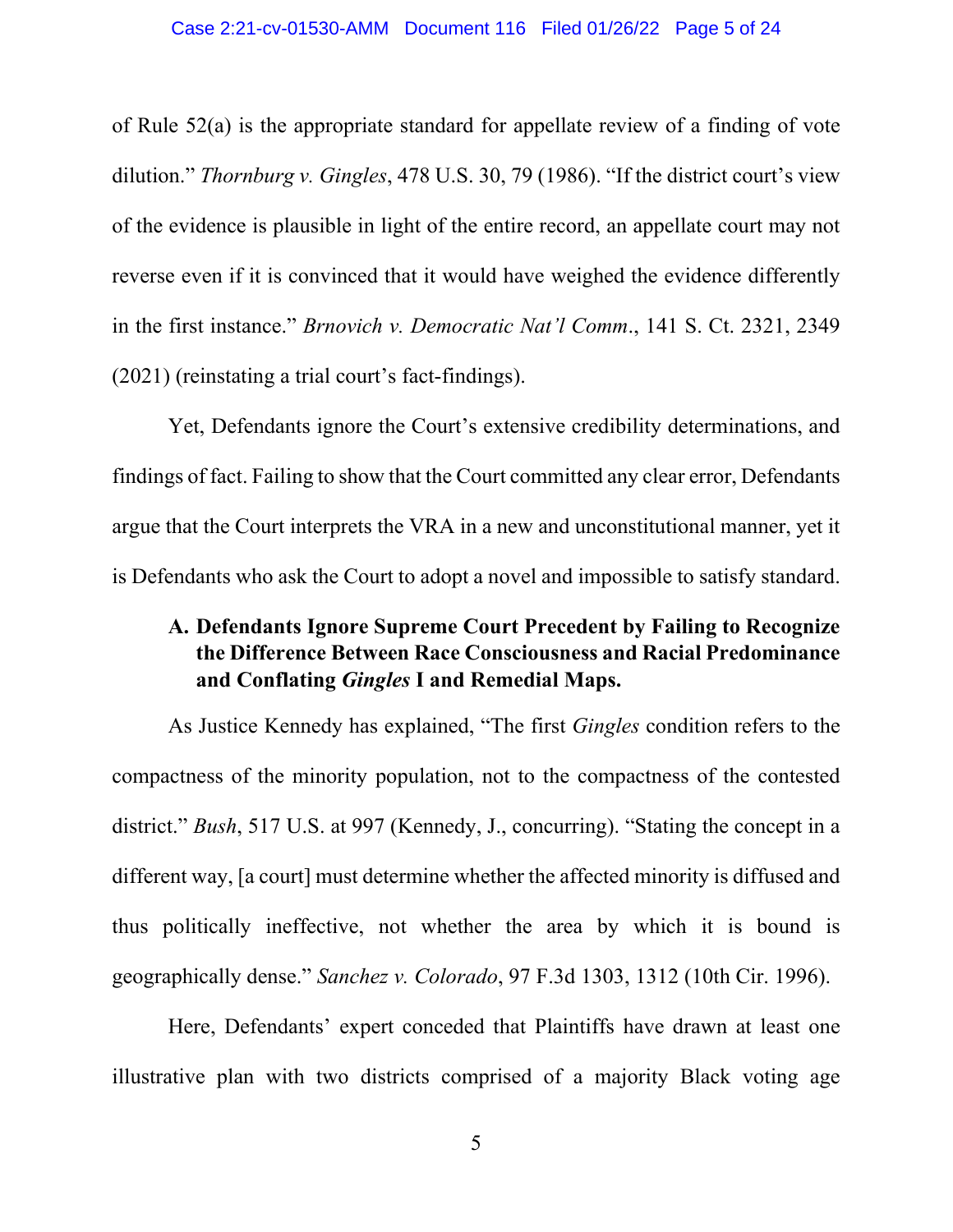of Rule 52(a) is the appropriate standard for appellate review of a finding of vote dilution." *Thornburg v. Gingles*, 478 U.S. 30, 79 (1986). "If the district court's view of the evidence is plausible in light of the entire record, an appellate court may not reverse even if it is convinced that it would have weighed the evidence differently in the first instance." *Brnovich v. Democratic Nat'l Comm*., 141 S. Ct. 2321, 2349 (2021) (reinstating a trial court's fact-findings).

Yet, Defendants ignore the Court's extensive credibility determinations, and findings of fact. Failing to show that the Court committed any clear error, Defendants argue that the Court interprets the VRA in a new and unconstitutional manner, yet it is Defendants who ask the Court to adopt a novel and impossible to satisfy standard.

### A. Defendants Ignore Supreme Court Precedent by Failing to Recognize the Difference Between Race Consciousness and Racial Predominance and Conflating *Gingles* I and Remedial Maps.

As Justice Kennedy has explained, "The first *Gingles* condition refers to the compactness of the minority population, not to the compactness of the contested district." *Bush*, 517 U.S. at 997 (Kennedy, J., concurring). "Stating the concept in a different way, [a court] must determine whether the affected minority is diffused and thus politically ineffective, not whether the area by which it is bound is geographically dense." *Sanchez v. Colorado*, 97 F.3d 1303, 1312 (10th Cir. 1996).

Here, Defendants' expert conceded that Plaintiffs have drawn at least one illustrative plan with two districts comprised of a majority Black voting age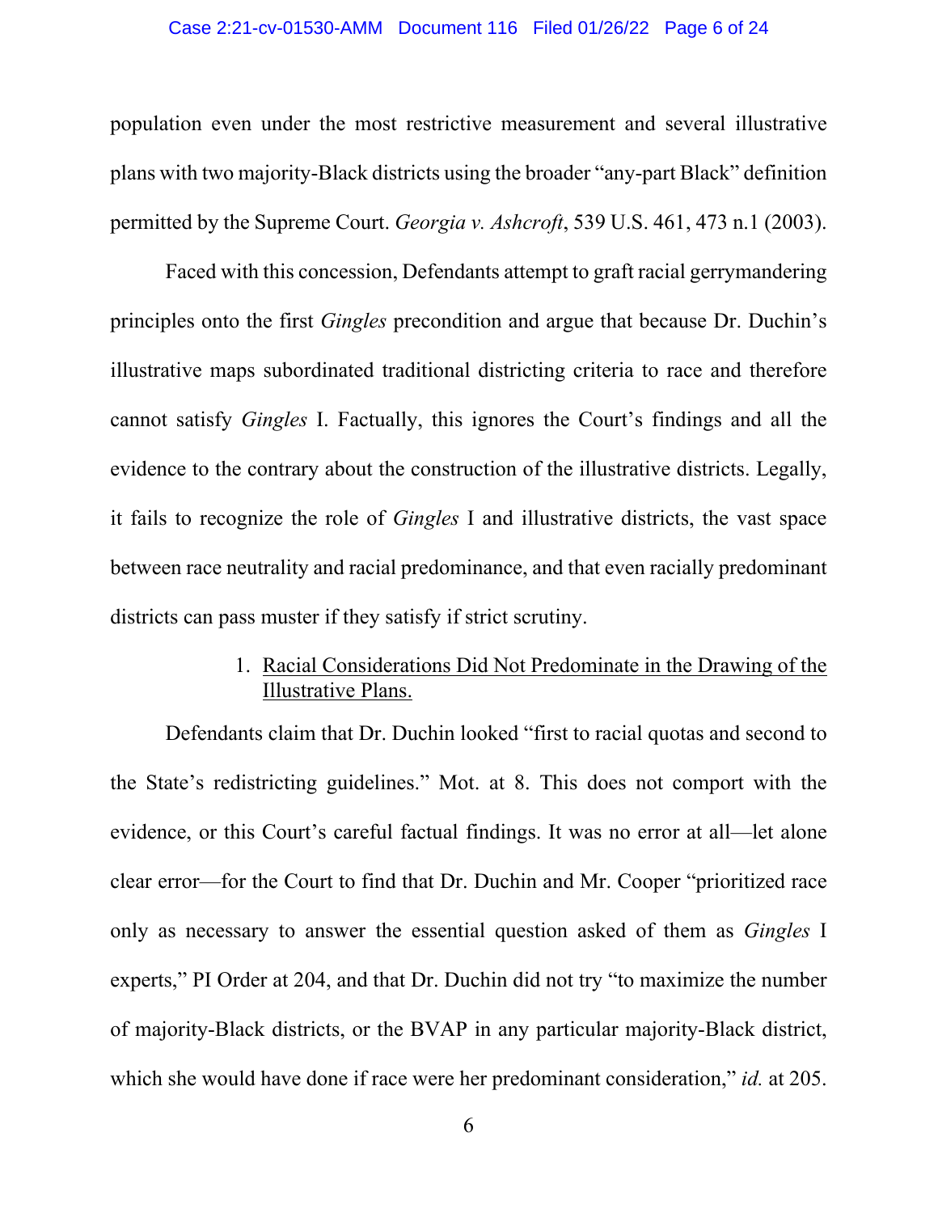population even under the most restrictive measurement and several illustrative plans with two majority-Black districts using the broader "any-part Black" definition permitted by the Supreme Court. *Georgia v. Ashcroft*, 539 U.S. 461, 473 n.1 (2003).

Faced with this concession, Defendants attempt to graft racial gerrymandering principles onto the first *Gingles* precondition and argue that because Dr. Duchin's illustrative maps subordinated traditional districting criteria to race and therefore cannot satisfy *Gingles* I. Factually, this ignores the Court's findings and all the evidence to the contrary about the construction of the illustrative districts. Legally, it fails to recognize the role of *Gingles* I and illustrative districts, the vast space between race neutrality and racial predominance, and that even racially predominant districts can pass muster if they satisfy if strict scrutiny.

### 1. Racial Considerations Did Not Predominate in the Drawing of the Illustrative Plans.

Defendants claim that Dr. Duchin looked "first to racial quotas and second to the State's redistricting guidelines." Mot. at 8. This does not comport with the evidence, or this Court's careful factual findings. It was no error at all—let alone clear error—for the Court to find that Dr. Duchin and Mr. Cooper "prioritized race only as necessary to answer the essential question asked of them as *Gingles* I experts," PI Order at 204, and that Dr. Duchin did not try "to maximize the number of majority-Black districts, or the BVAP in any particular majority-Black district, which she would have done if race were her predominant consideration," *id.* at 205.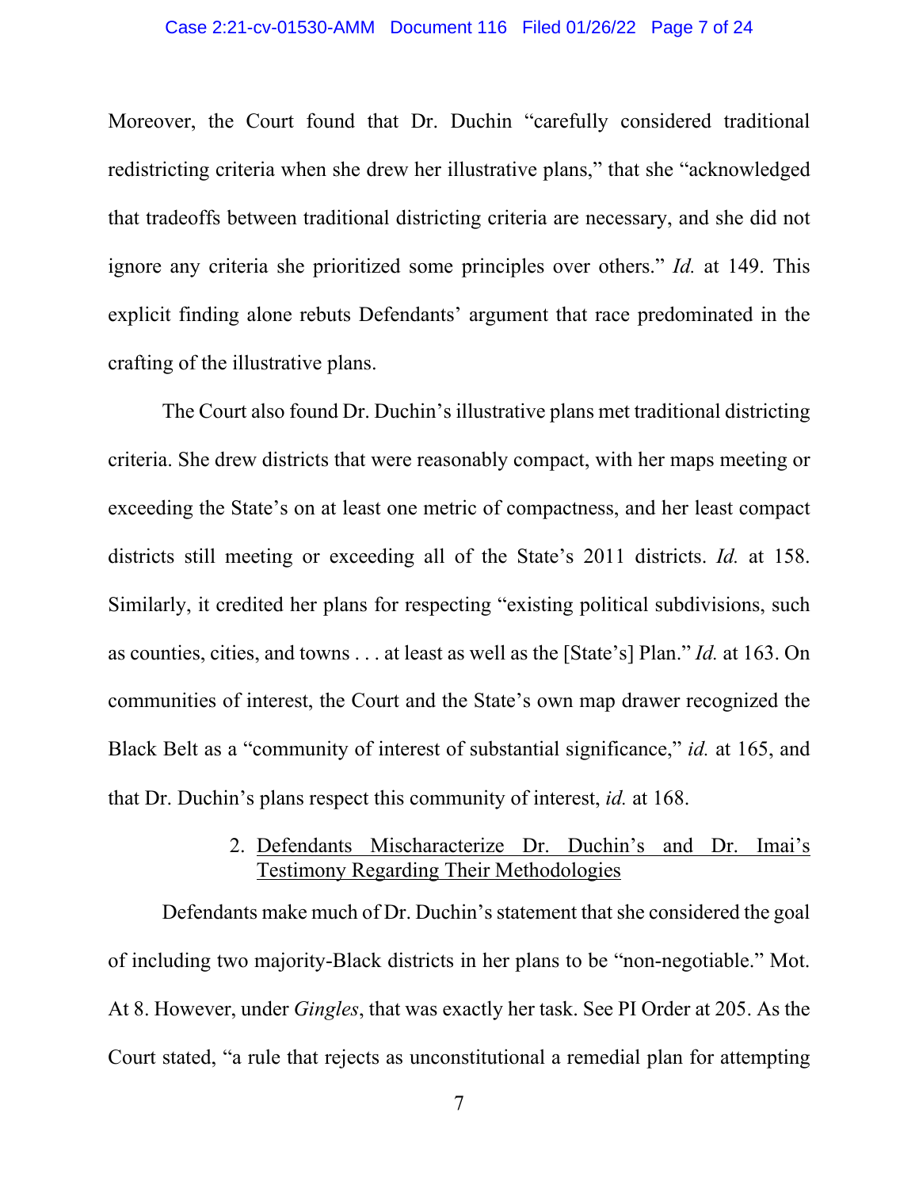Moreover, the Court found that Dr. Duchin "carefully considered traditional redistricting criteria when she drew her illustrative plans," that she "acknowledged that tradeoffs between traditional districting criteria are necessary, and she did not ignore any criteria she prioritized some principles over others." *Id.* at 149. This explicit finding alone rebuts Defendants' argument that race predominated in the crafting of the illustrative plans.

The Court also found Dr. Duchin's illustrative plans met traditional districting criteria. She drew districts that were reasonably compact, with her maps meeting or exceeding the State's on at least one metric of compactness, and her least compact districts still meeting or exceeding all of the State's 2011 districts. *Id.* at 158. Similarly, it credited her plans for respecting "existing political subdivisions, such as counties, cities, and towns . . . at least as well as the [State's] Plan." *Id.* at 163. On communities of interest, the Court and the State's own map drawer recognized the Black Belt as a "community of interest of substantial significance," *id.* at 165, and that Dr. Duchin's plans respect this community of interest, *id.* at 168.

2. <u>Defendants Mischaracterize Dr. Duchin's and Dr. Imai's Testimony Regarding Their Methodologies</u>

Defendants make much of Dr. Duchin's statement that she considered the goal of including two majority-Black districts in her plans to be "non-negotiable." Mot. At 8. However, under *Gingles*, that was exactly her task. See PI Order at 205. As the Court stated, "a rule that rejects as unconstitutional a remedial plan for attempting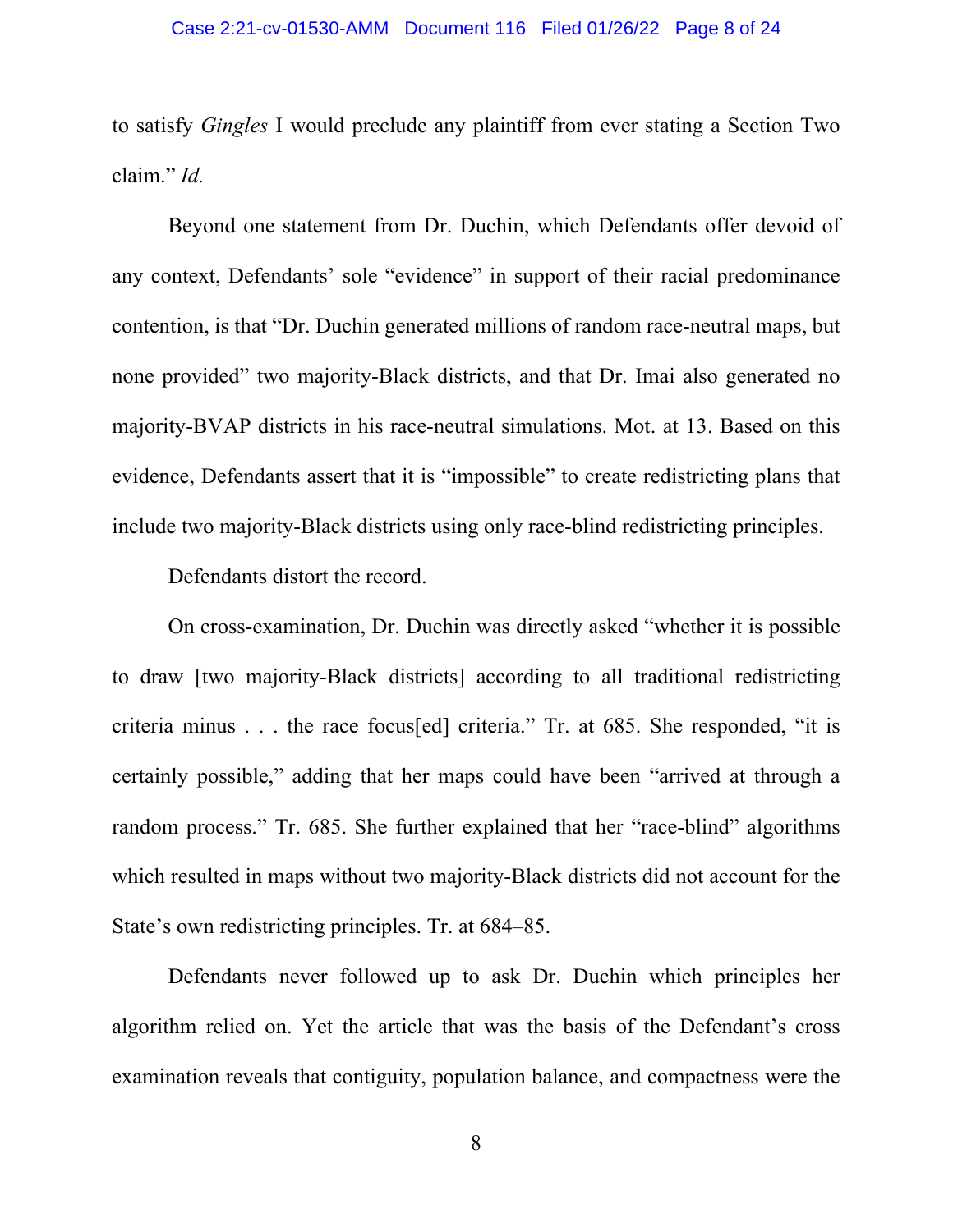to satisfy *Gingles* I would preclude any plaintiff from ever stating a Section Two claim." *Id.*

Beyond one statement from Dr. Duchin, which Defendants offer devoid of any context, Defendants' sole "evidence" in support of their racial predominance contention, is that "Dr. Duchin generated millions of random race-neutral maps, but none provided" two majority-Black districts, and that Dr. Imai also generated no majority-BVAP districts in his race-neutral simulations. Mot. at 13. Based on this evidence, Defendants assert that it is "impossible" to create redistricting plans that include two majority-Black districts using only race-blind redistricting principles.

Defendants distort the record.

On cross-examination, Dr. Duchin was directly asked "whether it is possible to draw [two majority-Black districts] according to all traditional redistricting criteria minus . . . the race focus[ed] criteria." Tr. at 685. She responded, "it is certainly possible," adding that her maps could have been "arrived at through a random process." Tr. 685. She further explained that her "race-blind" algorithms which resulted in maps without two majority-Black districts did not account for the State's own redistricting principles. Tr. at 684–85.

Defendants never followed up to ask Dr. Duchin which principles her algorithm relied on. Yet the article that was the basis of the Defendant's cross examination reveals that contiguity, population balance, and compactness were the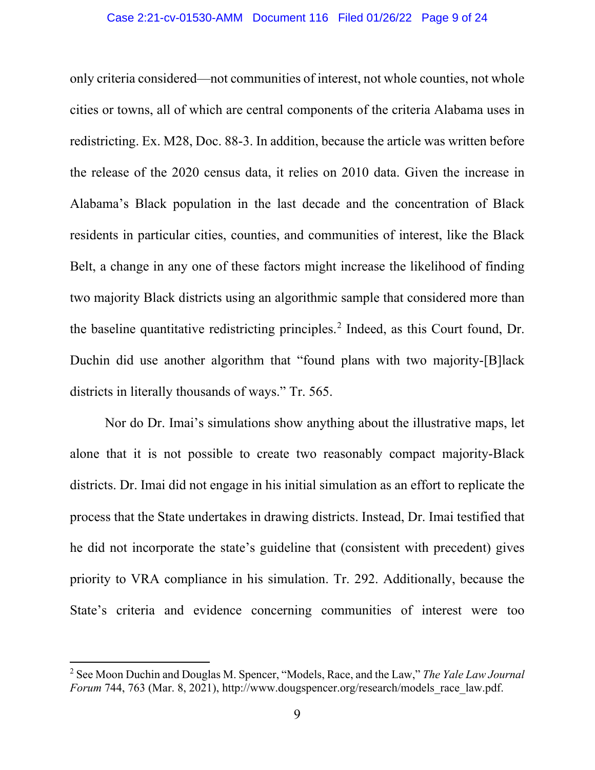only criteria considered—not communities of interest, not whole counties, not whole cities or towns, all of which are central components of the criteria Alabama uses in redistricting. Ex. M28, Doc. 88-3. In addition, because the article was written before the release of the 2020 census data, it relies on 2010 data. Given the increase in Alabama's Black population in the last decade and the concentration of Black residents in particular cities, counties, and communities of interest, like the Black Belt, a change in any one of these factors might increase the likelihood of finding two majority Black districts using an algorithmic sample that considered more than the baseline quantitative redistricting principles.[2] Indeed, as this Court found, Dr. Duchin did use another algorithm that "found plans with two majority-[B]lack districts in literally thousands of ways." Tr. 565.

Nor do Dr. Imai's simulations show anything about the illustrative maps, let alone that it is not possible to create two reasonably compact majority-Black districts. Dr. Imai did not engage in his initial simulation as an effort to replicate the process that the State undertakes in drawing districts. Instead, Dr. Imai testified that he did not incorporate the state's guideline that (consistent with precedent) gives priority to VRA compliance in his simulation. Tr. 292. Additionally, because the State's criteria and evidence concerning communities of interest were too

---

[2] See Moon Duchin and Douglas M. Spencer, "Models, Race, and the Law," *The Yale Law Journal Forum* 744, 763 (Mar. 8, 2021), http://www.dougspencer.org/research/models_race_law.pdf.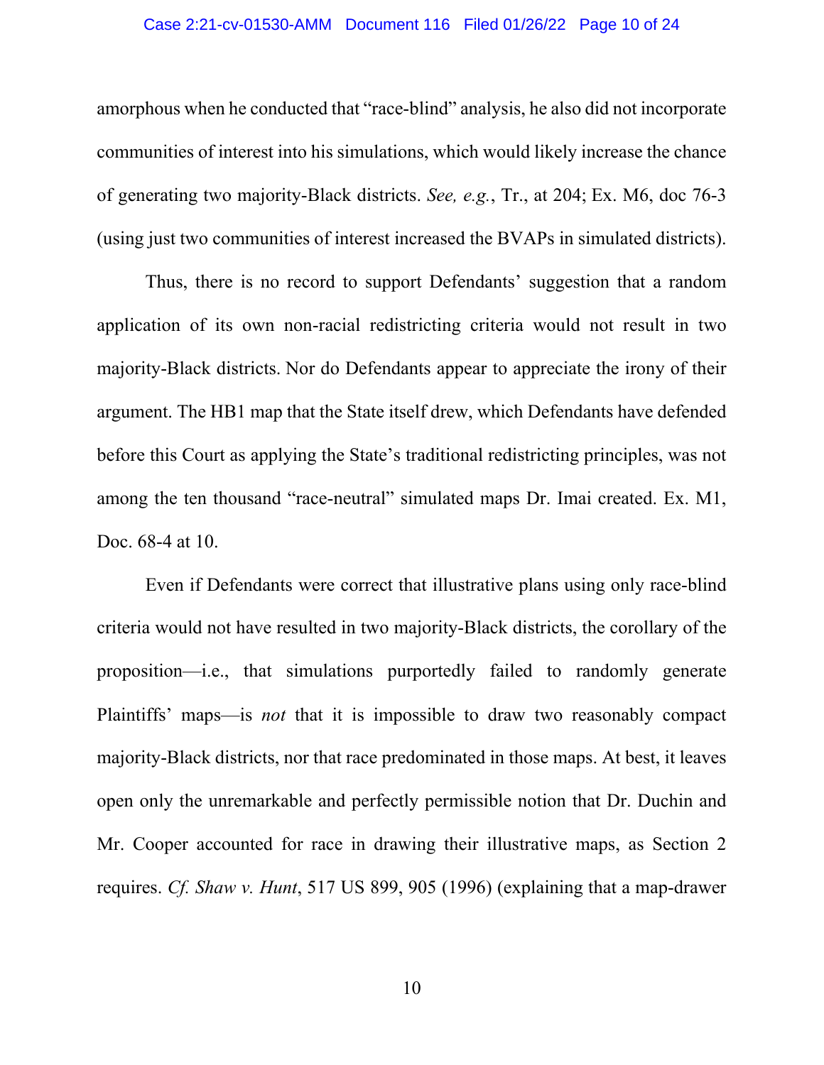amorphous when he conducted that "race-blind" analysis, he also did not incorporate communities of interest into his simulations, which would likely increase the chance of generating two majority-Black districts. *See, e.g.*, Tr., at 204; Ex. M6, doc 76-3 (using just two communities of interest increased the BVAPs in simulated districts).

Thus, there is no record to support Defendants' suggestion that a random application of its own non-racial redistricting criteria would not result in two majority-Black districts. Nor do Defendants appear to appreciate the irony of their argument. The HB1 map that the State itself drew, which Defendants have defended before this Court as applying the State's traditional redistricting principles, was not among the ten thousand "race-neutral" simulated maps Dr. Imai created. Ex. M1, Doc. 68-4 at 10.

Even if Defendants were correct that illustrative plans using only race-blind criteria would not have resulted in two majority-Black districts, the corollary of the proposition—i.e., that simulations purportedly failed to randomly generate Plaintiffs' maps—is *not* that it is impossible to draw two reasonably compact majority-Black districts, nor that race predominated in those maps. At best, it leaves open only the unremarkable and perfectly permissible notion that Dr. Duchin and Mr. Cooper accounted for race in drawing their illustrative maps, as Section 2 requires. *Cf. Shaw v. Hunt*, 517 US 899, 905 (1996) (explaining that a map-drawer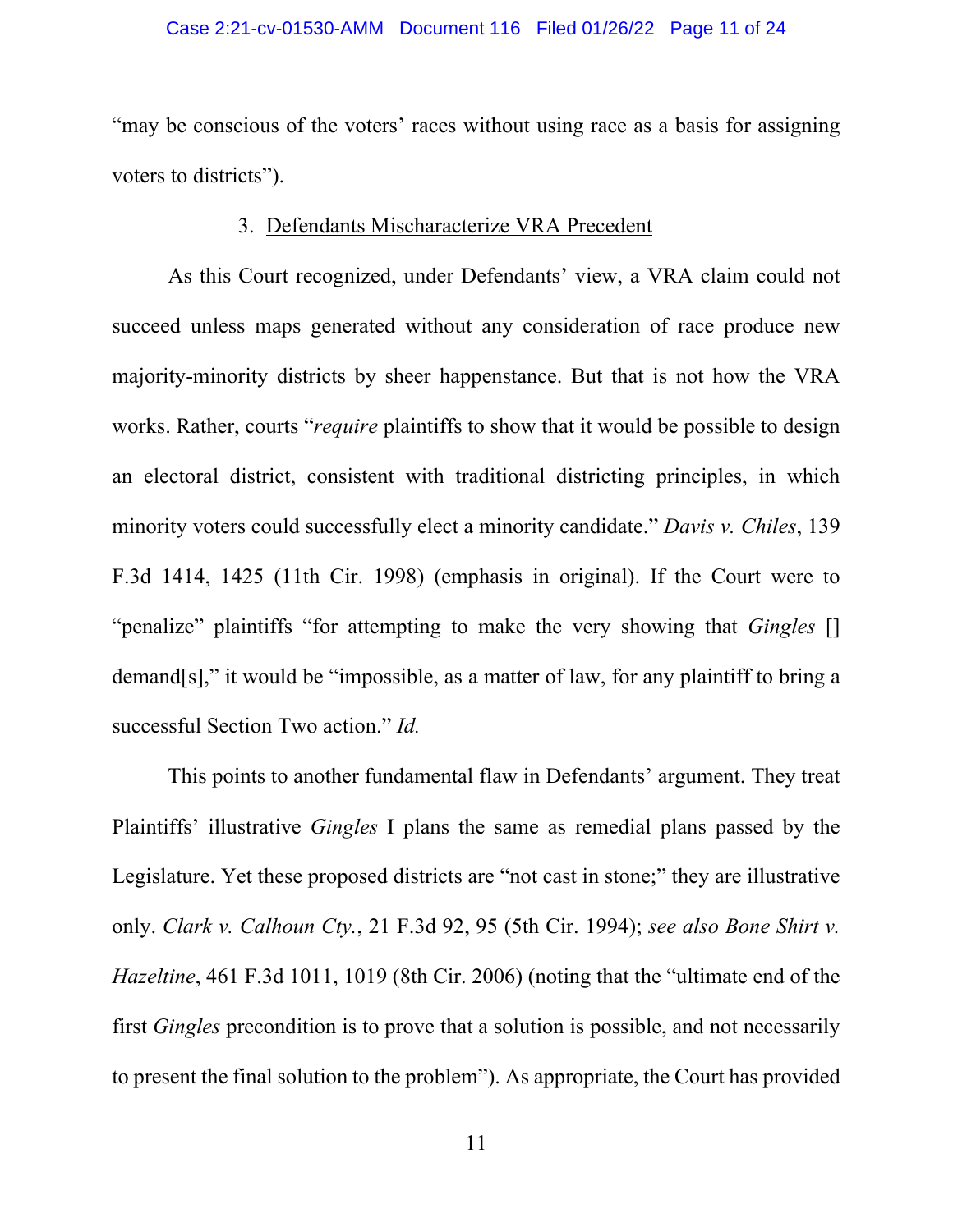"may be conscious of the voters' races without using race as a basis for assigning voters to districts").

### 3. Defendants Mischaracterize VRA Precedent

As this Court recognized, under Defendants' view, a VRA claim could not succeed unless maps generated without any consideration of race produce new majority-minority districts by sheer happenstance. But that is not how the VRA works. Rather, courts "*require* plaintiffs to show that it would be possible to design an electoral district, consistent with traditional districting principles, in which minority voters could successfully elect a minority candidate." *Davis v. Chiles*, 139 F.3d 1414, 1425 (11th Cir. 1998) (emphasis in original). If the Court were to "penalize" plaintiffs "for attempting to make the very showing that *Gingles* [] demand[s]," it would be "impossible, as a matter of law, for any plaintiff to bring a successful Section Two action." *Id.*

This points to another fundamental flaw in Defendants' argument. They treat Plaintiffs' illustrative *Gingles* I plans the same as remedial plans passed by the Legislature. Yet these proposed districts are "not cast in stone;" they are illustrative only. *Clark v. Calhoun Cty.*, 21 F.3d 92, 95 (5th Cir. 1994); *see also Bone Shirt v. Hazeltine*, 461 F.3d 1011, 1019 (8th Cir. 2006) (noting that the "ultimate end of the first *Gingles* precondition is to prove that a solution is possible, and not necessarily to present the final solution to the problem"). As appropriate, the Court has provided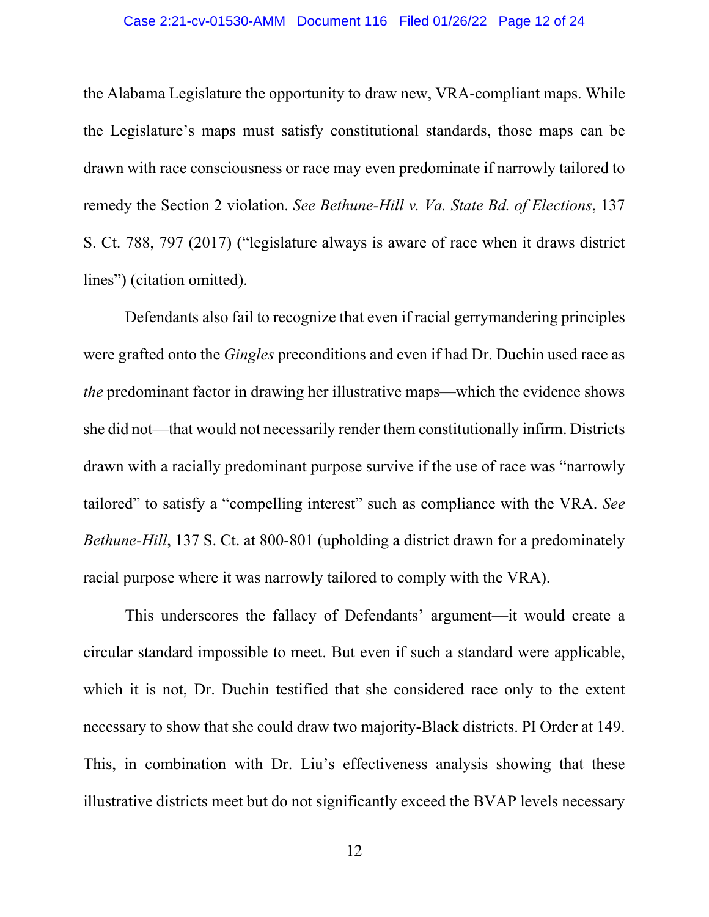the Alabama Legislature the opportunity to draw new, VRA-compliant maps. While the Legislature's maps must satisfy constitutional standards, those maps can be drawn with race consciousness or race may even predominate if narrowly tailored to remedy the Section 2 violation. *See Bethune-Hill v. Va. State Bd. of Elections*, 137 S. Ct. 788, 797 (2017) ("legislature always is aware of race when it draws district lines") (citation omitted).

Defendants also fail to recognize that even if racial gerrymandering principles were grafted onto the *Gingles* preconditions and even if had Dr. Duchin used race as *the* predominant factor in drawing her illustrative maps—which the evidence shows she did not—that would not necessarily render them constitutionally infirm. Districts drawn with a racially predominant purpose survive if the use of race was "narrowly tailored" to satisfy a "compelling interest" such as compliance with the VRA. *See Bethune-Hill*, 137 S. Ct. at 800-801 (upholding a district drawn for a predominately racial purpose where it was narrowly tailored to comply with the VRA).

This underscores the fallacy of Defendants' argument—it would create a circular standard impossible to meet. But even if such a standard were applicable, which it is not, Dr. Duchin testified that she considered race only to the extent necessary to show that she could draw two majority-Black districts. PI Order at 149. This, in combination with Dr. Liu's effectiveness analysis showing that these illustrative districts meet but do not significantly exceed the BVAP levels necessary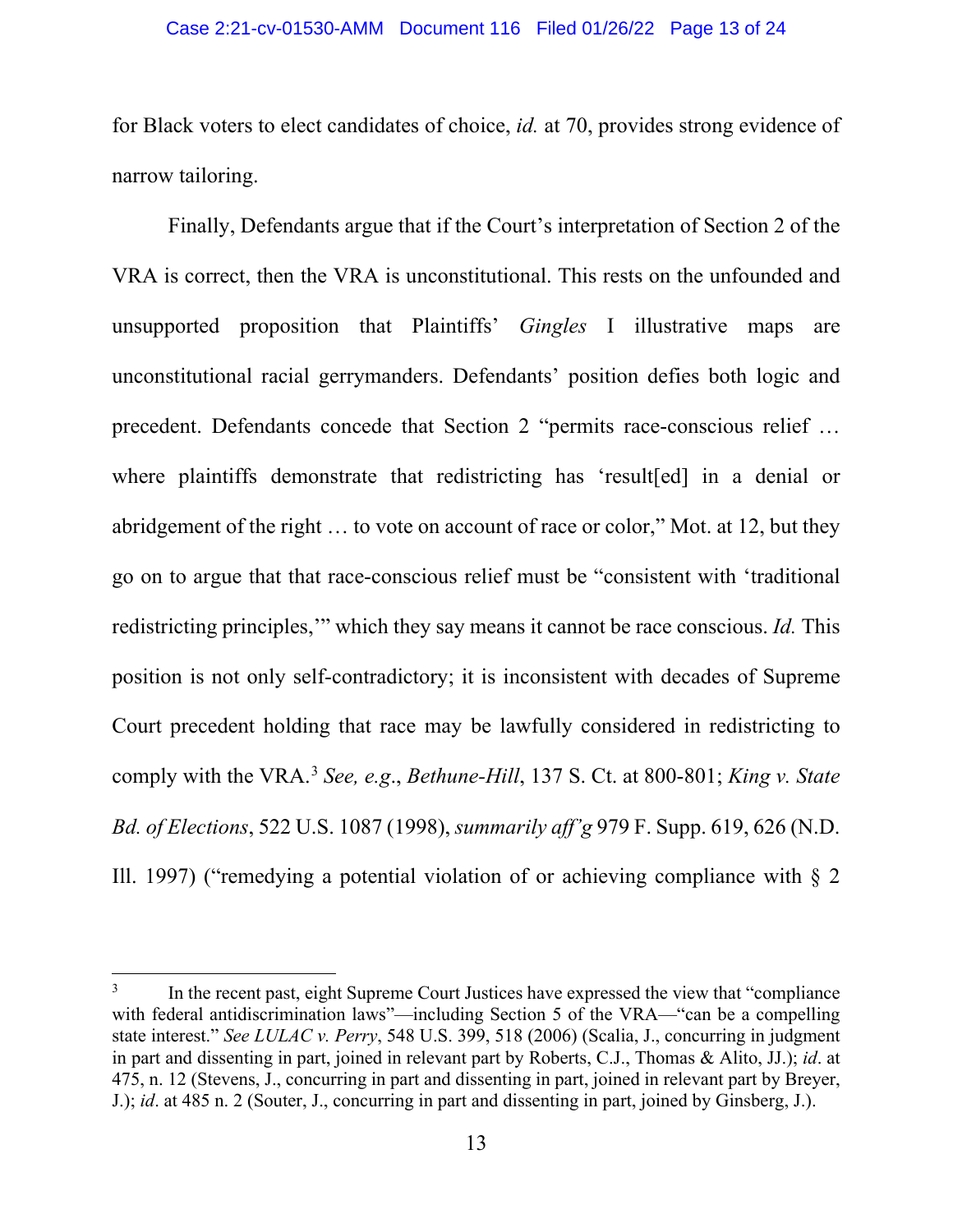for Black voters to elect candidates of choice, *id.* at 70, provides strong evidence of narrow tailoring.

Finally, Defendants argue that if the Court's interpretation of Section 2 of the VRA is correct, then the VRA is unconstitutional. This rests on the unfounded and unsupported proposition that Plaintiffs' *Gingles* I illustrative maps are unconstitutional racial gerrymanders. Defendants' position defies both logic and precedent. Defendants concede that Section 2 "permits race-conscious relief … where plaintiffs demonstrate that redistricting has 'result[ed] in a denial or abridgement of the right … to vote on account of race or color," Mot. at 12, but they go on to argue that that race-conscious relief must be "consistent with 'traditional redistricting principles,'" which they say means it cannot be race conscious. *Id.* This position is not only self-contradictory; it is inconsistent with decades of Supreme Court precedent holding that race may be lawfully considered in redistricting to comply with the VRA.[3] *See, e.g.*, *Bethune-Hill*, 137 S. Ct. at 800-801; *King v. State Bd. of Elections*, 522 U.S. 1087 (1998), *summarily aff'g* 979 F. Supp. 619, 626 (N.D. Ill. 1997) ("remedying a potential violation of or achieving compliance with § 2

---

[3] In the recent past, eight Supreme Court Justices have expressed the view that "compliance with federal antidiscrimination laws"—including Section 5 of the VRA—"can be a compelling state interest." *See LULAC v. Perry*, 548 U.S. 399, 518 (2006) (Scalia, J., concurring in judgment in part and dissenting in part, joined in relevant part by Roberts, C.J., Thomas & Alito, JJ.); *id*. at 475, n. 12 (Stevens, J., concurring in part and dissenting in part, joined in relevant part by Breyer, J.); *id*. at 485 n. 2 (Souter, J., concurring in part and dissenting in part, joined by Ginsberg, J.).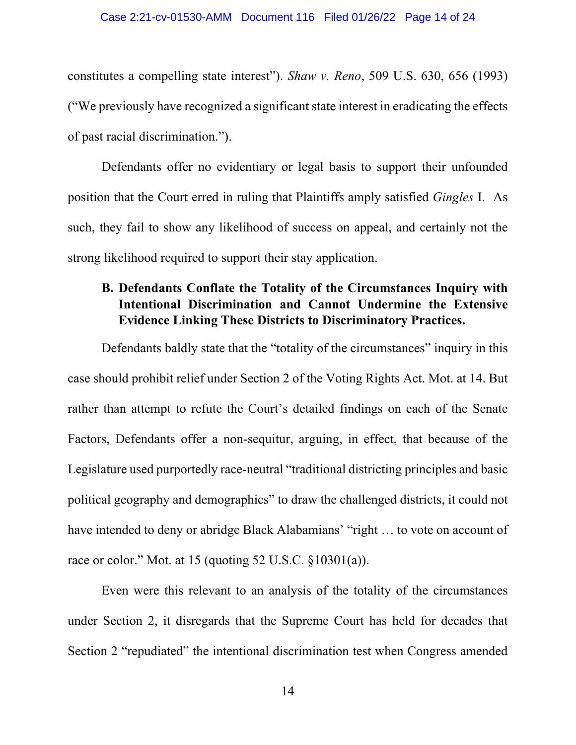constitutes a compelling state interest"). *Shaw v. Reno*, 509 U.S. 630, 656 (1993) ("We previously have recognized a significant state interest in eradicating the effects of past racial discrimination.").

Defendants offer no evidentiary or legal basis to support their unfounded position that the Court erred in ruling that Plaintiffs amply satisfied *Gingles* I. As such, they fail to show any likelihood of success on appeal, and certainly not the strong likelihood required to support their stay application.

### B. Defendants Conflate the Totality of the Circumstances Inquiry with Intentional Discrimination and Cannot Undermine the Extensive Evidence Linking These Districts to Discriminatory Practices.

Defendants baldly state that the "totality of the circumstances" inquiry in this case should prohibit relief under Section 2 of the Voting Rights Act. Mot. at 14. But rather than attempt to refute the Court's detailed findings on each of the Senate Factors, Defendants offer a non-sequitur, arguing, in effect, that because of the Legislature used purportedly race-neutral "traditional districting principles and basic political geography and demographics" to draw the challenged districts, it could not have intended to deny or abridge Black Alabamians' "right … to vote on account of race or color." Mot. at 15 (quoting 52 U.S.C. §10301(a)).

Even were this relevant to an analysis of the totality of the circumstances under Section 2, it disregards that the Supreme Court has held for decades that Section 2 "repudiated" the intentional discrimination test when Congress amended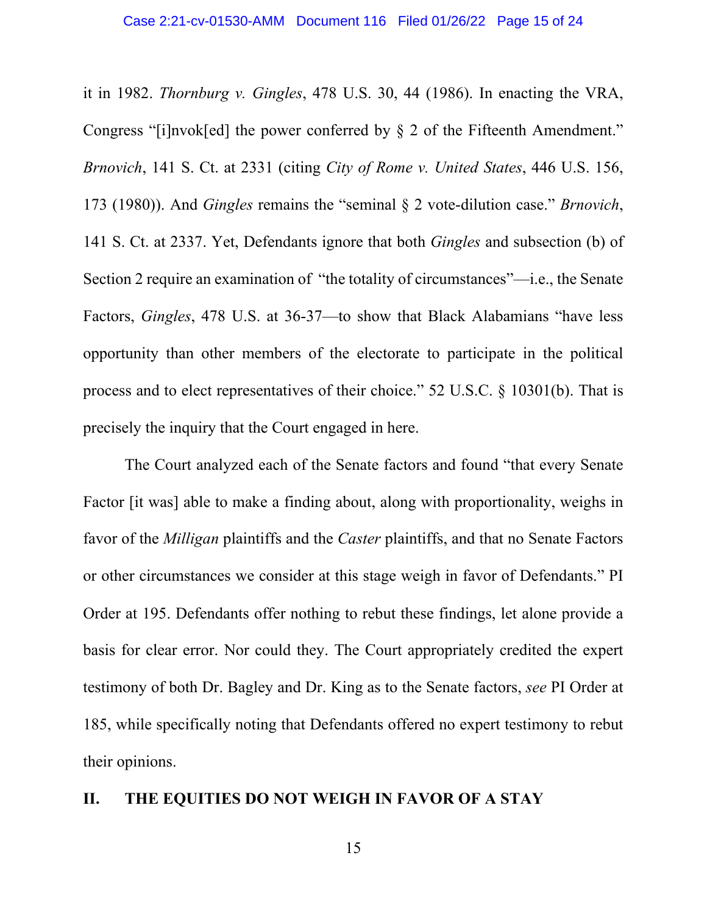it in 1982. *Thornburg v. Gingles*, 478 U.S. 30, 44 (1986). In enacting the VRA, Congress "[i]nvok[ed] the power conferred by § 2 of the Fifteenth Amendment." *Brnovich*, 141 S. Ct. at 2331 (citing *City of Rome v. United States*, 446 U.S. 156, 173 (1980)). And *Gingles* remains the "seminal § 2 vote-dilution case." *Brnovich*, 141 S. Ct. at 2337. Yet, Defendants ignore that both *Gingles* and subsection (b) of Section 2 require an examination of "the totality of circumstances"—i.e., the Senate Factors, *Gingles*, 478 U.S. at 36-37—to show that Black Alabamians "have less opportunity than other members of the electorate to participate in the political process and to elect representatives of their choice." 52 U.S.C. § 10301(b). That is precisely the inquiry that the Court engaged in here.

The Court analyzed each of the Senate factors and found "that every Senate Factor [it was] able to make a finding about, along with proportionality, weighs in favor of the *Milligan* plaintiffs and the *Caster* plaintiffs, and that no Senate Factors or other circumstances we consider at this stage weigh in favor of Defendants." PI Order at 195. Defendants offer nothing to rebut these findings, let alone provide a basis for clear error. Nor could they. The Court appropriately credited the expert testimony of both Dr. Bagley and Dr. King as to the Senate factors, *see* PI Order at 185, while specifically noting that Defendants offered no expert testimony to rebut their opinions.

## II. THE EQUITIES DO NOT WEIGH IN FAVOR OF A STAY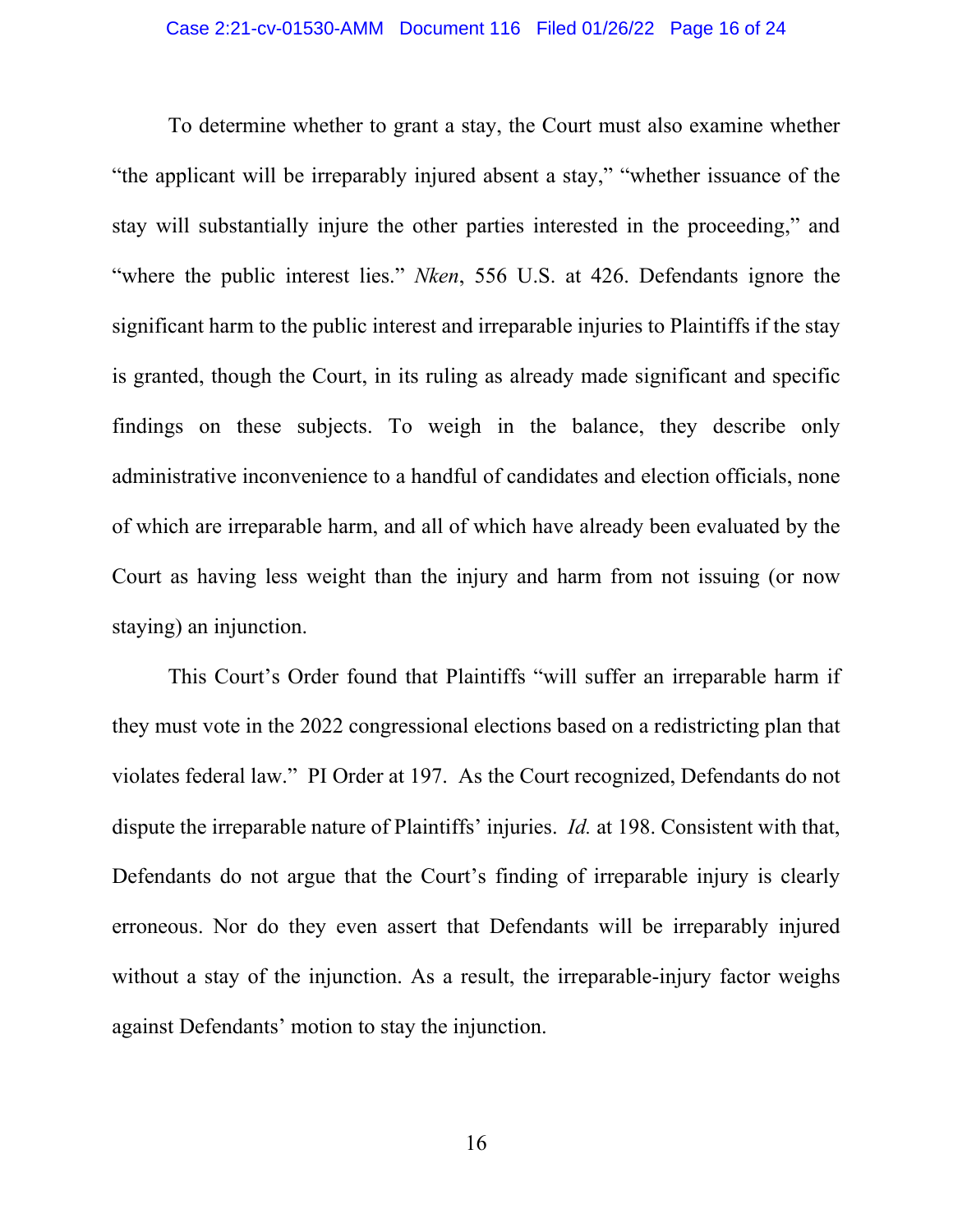To determine whether to grant a stay, the Court must also examine whether "the applicant will be irreparably injured absent a stay," "whether issuance of the stay will substantially injure the other parties interested in the proceeding," and "where the public interest lies." *Nken*, 556 U.S. at 426. Defendants ignore the significant harm to the public interest and irreparable injuries to Plaintiffs if the stay is granted, though the Court, in its ruling as already made significant and specific findings on these subjects. To weigh in the balance, they describe only administrative inconvenience to a handful of candidates and election officials, none of which are irreparable harm, and all of which have already been evaluated by the Court as having less weight than the injury and harm from not issuing (or now staying) an injunction.

This Court's Order found that Plaintiffs "will suffer an irreparable harm if they must vote in the 2022 congressional elections based on a redistricting plan that violates federal law." PI Order at 197. As the Court recognized, Defendants do not dispute the irreparable nature of Plaintiffs' injuries. *Id.* at 198. Consistent with that, Defendants do not argue that the Court's finding of irreparable injury is clearly erroneous. Nor do they even assert that Defendants will be irreparably injured without a stay of the injunction. As a result, the irreparable-injury factor weighs against Defendants' motion to stay the injunction.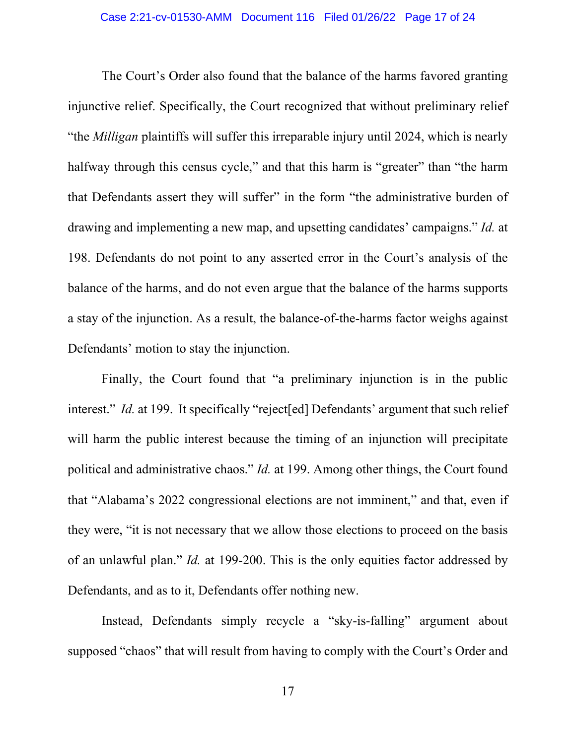The Court's Order also found that the balance of the harms favored granting injunctive relief. Specifically, the Court recognized that without preliminary relief "the *Milligan* plaintiffs will suffer this irreparable injury until 2024, which is nearly halfway through this census cycle," and that this harm is "greater" than "the harm that Defendants assert they will suffer" in the form "the administrative burden of drawing and implementing a new map, and upsetting candidates' campaigns." *Id.* at 198. Defendants do not point to any asserted error in the Court's analysis of the balance of the harms, and do not even argue that the balance of the harms supports a stay of the injunction. As a result, the balance-of-the-harms factor weighs against Defendants' motion to stay the injunction.

Finally, the Court found that "a preliminary injunction is in the public interest." *Id.* at 199. It specifically "reject[ed] Defendants' argument that such relief will harm the public interest because the timing of an injunction will precipitate political and administrative chaos." *Id.* at 199. Among other things, the Court found that "Alabama's 2022 congressional elections are not imminent," and that, even if they were, "it is not necessary that we allow those elections to proceed on the basis of an unlawful plan." *Id.* at 199-200. This is the only equities factor addressed by Defendants, and as to it, Defendants offer nothing new.

Instead, Defendants simply recycle a "sky-is-falling" argument about supposed "chaos" that will result from having to comply with the Court's Order and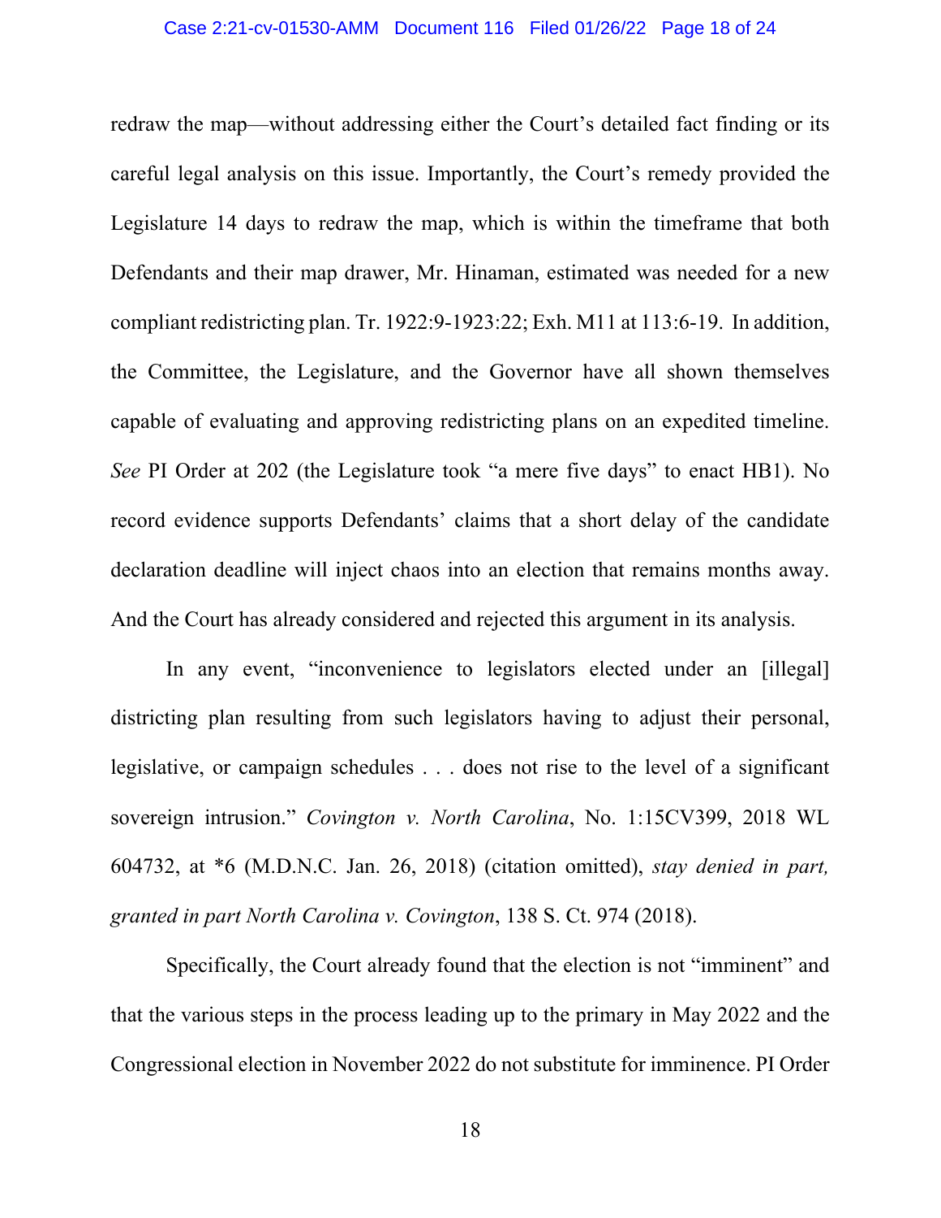redraw the map—without addressing either the Court's detailed fact finding or its careful legal analysis on this issue. Importantly, the Court's remedy provided the Legislature 14 days to redraw the map, which is within the timeframe that both Defendants and their map drawer, Mr. Hinaman, estimated was needed for a new compliant redistricting plan. Tr. 1922:9-1923:22; Exh. M11 at 113:6-19. In addition, the Committee, the Legislature, and the Governor have all shown themselves capable of evaluating and approving redistricting plans on an expedited timeline. *See* PI Order at 202 (the Legislature took "a mere five days" to enact HB1). No record evidence supports Defendants' claims that a short delay of the candidate declaration deadline will inject chaos into an election that remains months away. And the Court has already considered and rejected this argument in its analysis.

In any event, "inconvenience to legislators elected under an [illegal] districting plan resulting from such legislators having to adjust their personal, legislative, or campaign schedules . . . does not rise to the level of a significant sovereign intrusion." *Covington v. North Carolina*, No. 1:15CV399, 2018 WL 604732, at *6 (M.D.N.C. Jan. 26, 2018) (citation omitted), *stay denied in part, granted in part North Carolina v. Covington*, 138 S. Ct. 974 (2018).

Specifically, the Court already found that the election is not "imminent" and that the various steps in the process leading up to the primary in May 2022 and the Congressional election in November 2022 do not substitute for imminence. PI Order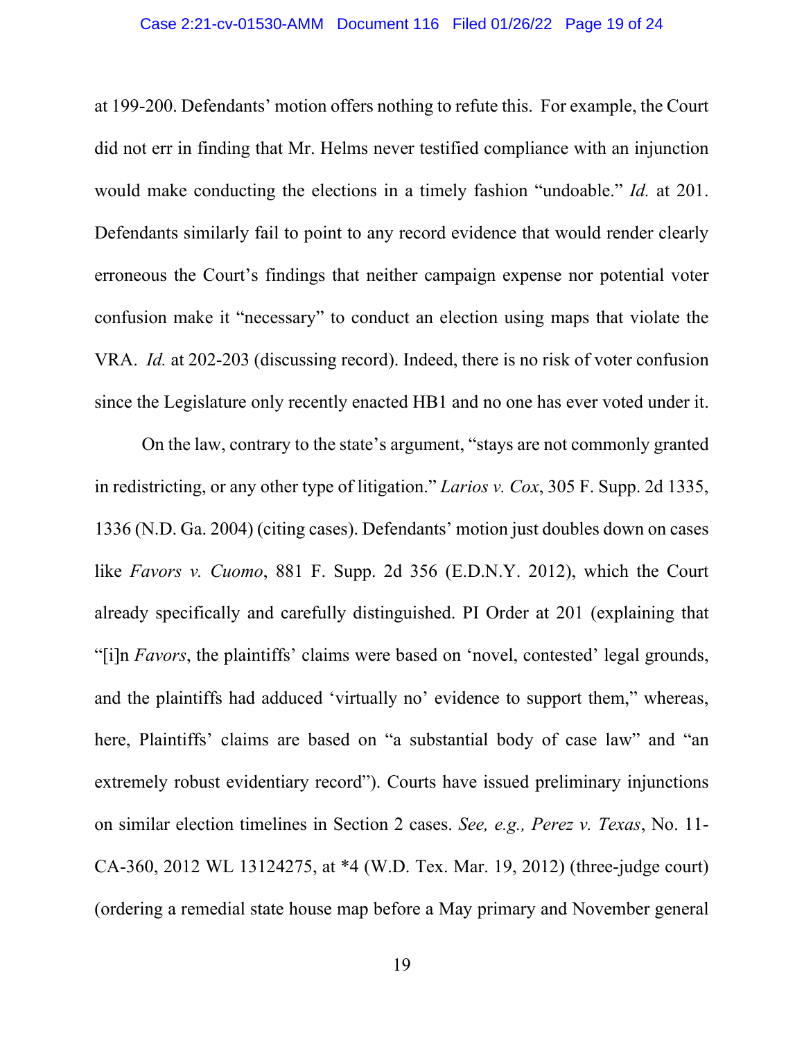at 199-200. Defendants' motion offers nothing to refute this. For example, the Court did not err in finding that Mr. Helms never testified compliance with an injunction would make conducting the elections in a timely fashion "undoable." *Id.* at 201. Defendants similarly fail to point to any record evidence that would render clearly erroneous the Court's findings that neither campaign expense nor potential voter confusion make it "necessary" to conduct an election using maps that violate the VRA. *Id.* at 202-203 (discussing record). Indeed, there is no risk of voter confusion since the Legislature only recently enacted HB1 and no one has ever voted under it.

On the law, contrary to the state's argument, "stays are not commonly granted in redistricting, or any other type of litigation." *Larios v. Cox*, 305 F. Supp. 2d 1335, 1336 (N.D. Ga. 2004) (citing cases). Defendants' motion just doubles down on cases like *Favors v. Cuomo*, 881 F. Supp. 2d 356 (E.D.N.Y. 2012), which the Court already specifically and carefully distinguished. PI Order at 201 (explaining that "[i]n *Favors*, the plaintiffs' claims were based on 'novel, contested' legal grounds, and the plaintiffs had adduced 'virtually no' evidence to support them," whereas, here, Plaintiffs' claims are based on "a substantial body of case law" and "an extremely robust evidentiary record"). Courts have issued preliminary injunctions on similar election timelines in Section 2 cases. *See, e.g., Perez v. Texas*, No. 11-CA-360, 2012 WL 13124275, at *4 (W.D. Tex. Mar. 19, 2012) (three-judge court) (ordering a remedial state house map before a May primary and November general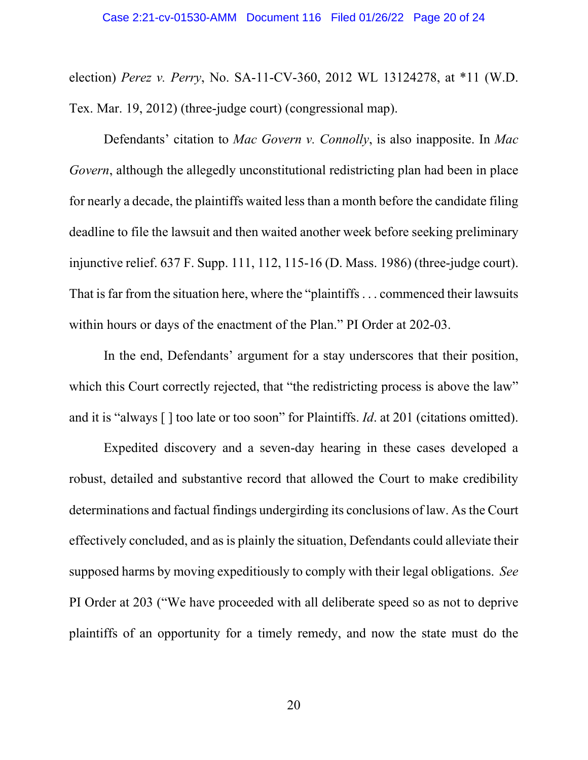election) *Perez v. Perry*, No. SA-11-CV-360, 2012 WL 13124278, at *11 (W.D. Tex. Mar. 19, 2012) (three-judge court) (congressional map).

Defendants' citation to *Mac Govern v. Connolly*, is also inapposite. In *Mac Govern*, although the allegedly unconstitutional redistricting plan had been in place for nearly a decade, the plaintiffs waited less than a month before the candidate filing deadline to file the lawsuit and then waited another week before seeking preliminary injunctive relief. 637 F. Supp. 111, 112, 115-16 (D. Mass. 1986) (three-judge court). That is far from the situation here, where the "plaintiffs . . . commenced their lawsuits within hours or days of the enactment of the Plan." PI Order at 202-03.

In the end, Defendants' argument for a stay underscores that their position, which this Court correctly rejected, that "the redistricting process is above the law" and it is "always [ ] too late or too soon" for Plaintiffs. *Id*. at 201 (citations omitted).

Expedited discovery and a seven-day hearing in these cases developed a robust, detailed and substantive record that allowed the Court to make credibility determinations and factual findings undergirding its conclusions of law. As the Court effectively concluded, and as is plainly the situation, Defendants could alleviate their supposed harms by moving expeditiously to comply with their legal obligations. *See* PI Order at 203 ("We have proceeded with all deliberate speed so as not to deprive plaintiffs of an opportunity for a timely remedy, and now the state must do the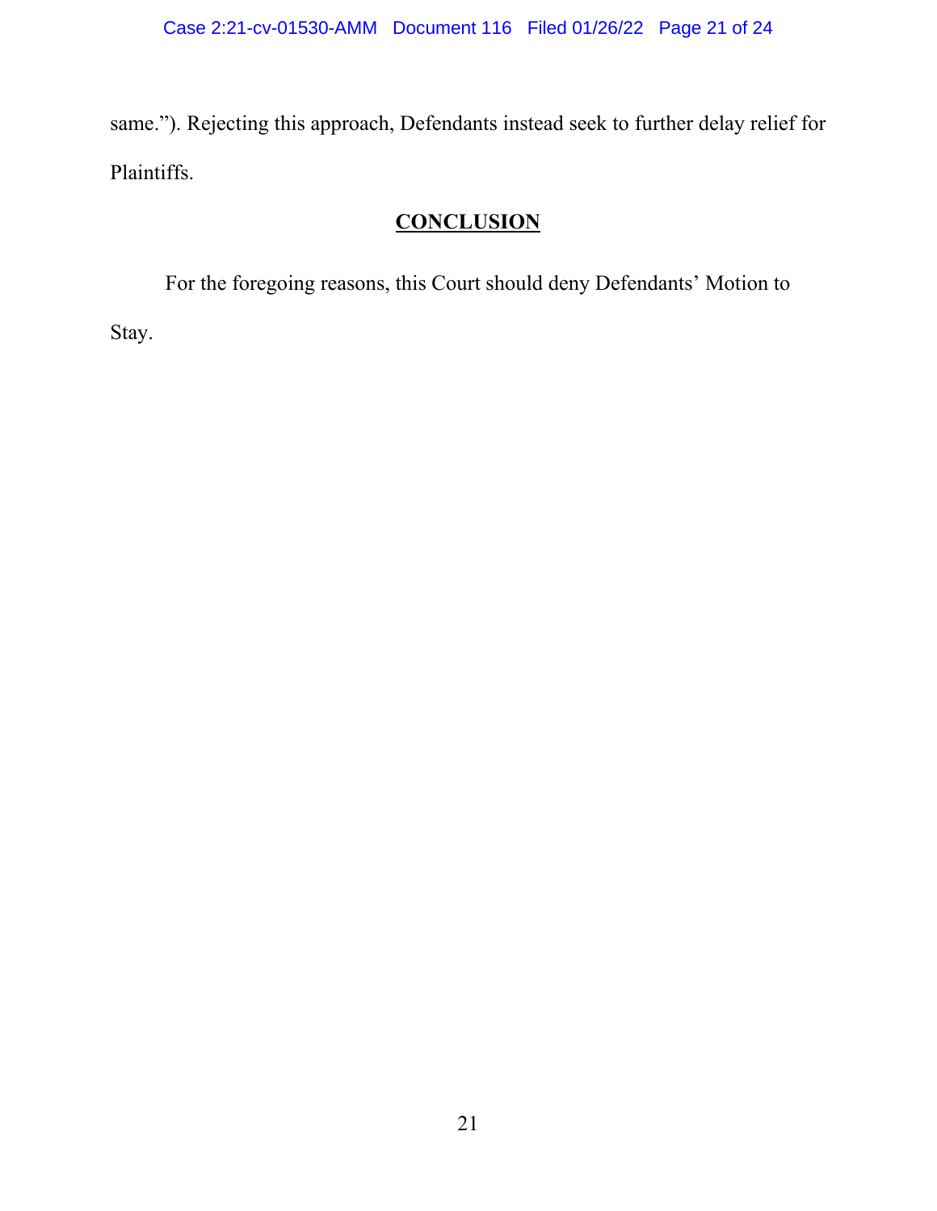same."). Rejecting this approach, Defendants instead seek to further delay relief for Plaintiffs.

## CONCLUSION

For the foregoing reasons, this Court should deny Defendants' Motion to Stay.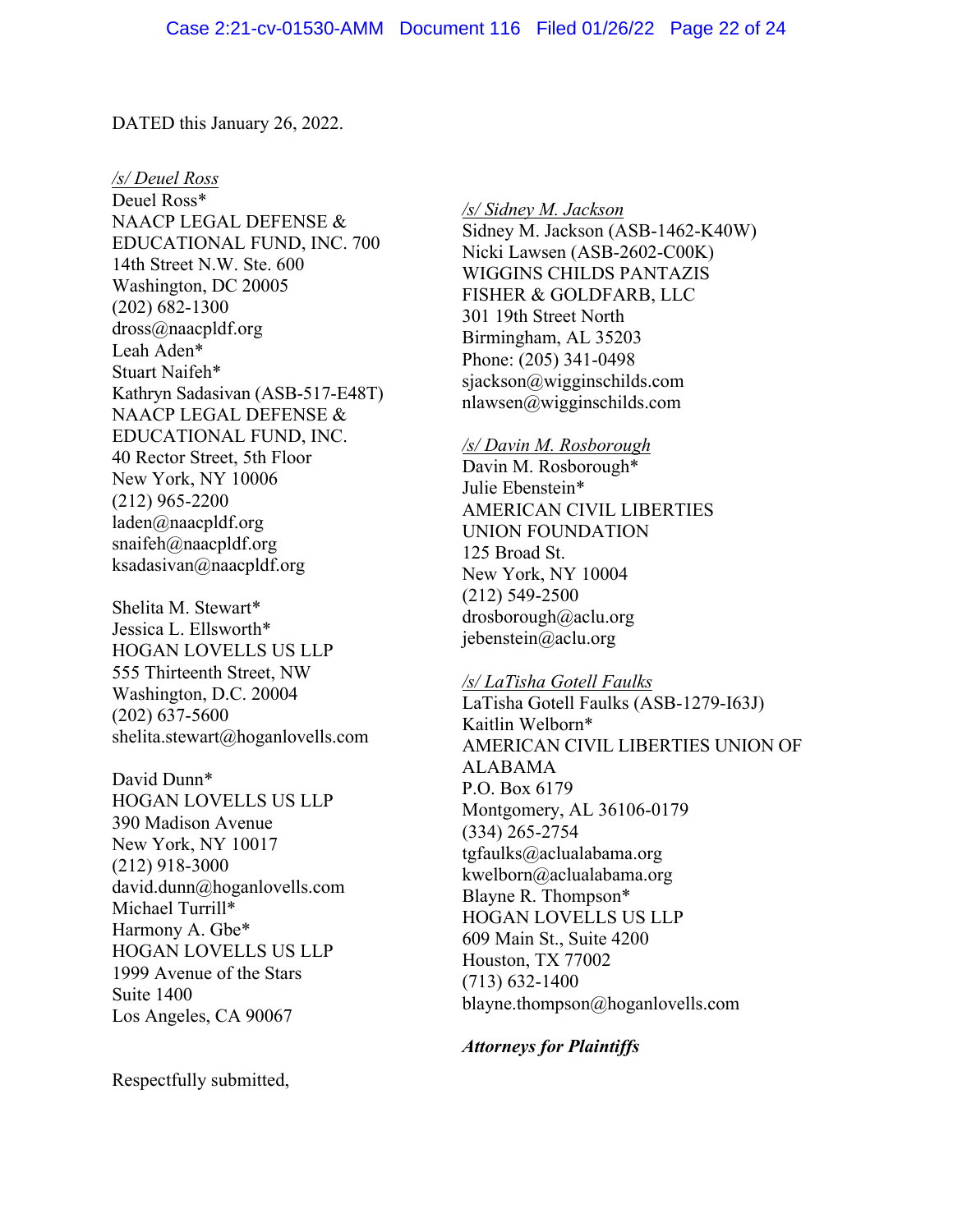DATED this January 26, 2022.

*/s/ Deuel Ross*
Deuel Ross*
NAACP LEGAL DEFENSE & EDUCATIONAL FUND, INC. 700 14th Street N.W. Ste. 600
Washington, DC 20005
(202) 682-1300
dross@naacpldf.org
Leah Aden*
Stuart Naifeh*
Kathryn Sadasivan (ASB-517-E48T)
NAACP LEGAL DEFENSE & EDUCATIONAL FUND, INC.
40 Rector Street, 5th Floor
New York, NY 10006
(212) 965-2200
laden@naacpldf.org
snaifeh@naacpldf.org
ksadasivan@naacpldf.org

Shelita M. Stewart*
Jessica L. Ellsworth*
HOGAN LOVELLS US LLP
555 Thirteenth Street, NW
Washington, D.C. 20004
(202) 637-5600
shelita.stewart@hoganlovells.com

David Dunn*
HOGAN LOVELLS US LLP
390 Madison Avenue
New York, NY 10017
(212) 918-3000
david.dunn@hoganlovells.com
Michael Turrill*
Harmony A. Gbe*
HOGAN LOVELLS US LLP
1999 Avenue of the Stars
Suite 1400
Los Angeles, CA 90067

Respectfully submitted,

*/s/ Sidney M. Jackson*
Sidney M. Jackson (ASB-1462-K40W)
Nicki Lawsen (ASB-2602-C00K)
WIGGINS CHILDS PANTAZIS FISHER & GOLDFARB, LLC
301 19th Street North
Birmingham, AL 35203
Phone: (205) 341-0498
sjackson@wigginschilds.com
nlawsen@wigginschilds.com

*/s/ Davin M. Rosborough*
Davin M. Rosborough*
Julie Ebenstein*
AMERICAN CIVIL LIBERTIES UNION FOUNDATION
125 Broad St.
New York, NY 10004
(212) 549-2500
drosborough@aclu.org
jebenstein@aclu.org

*/s/ LaTisha Gotell Faulks*
LaTisha Gotell Faulks (ASB-1279-I63J)
Kaitlin Welborn*
AMERICAN CIVIL LIBERTIES UNION OF ALABAMA
P.O. Box 6179
Montgomery, AL 36106-0179
(334) 265-2754
tgfaulks@aclualabama.org
kwelborn@aclualabama.org
Blayne R. Thompson*
HOGAN LOVELLS US LLP
609 Main St., Suite 4200
Houston, TX 77002
(713) 632-1400
blayne.thompson@hoganlovells.com

***Attorneys for Plaintiffs***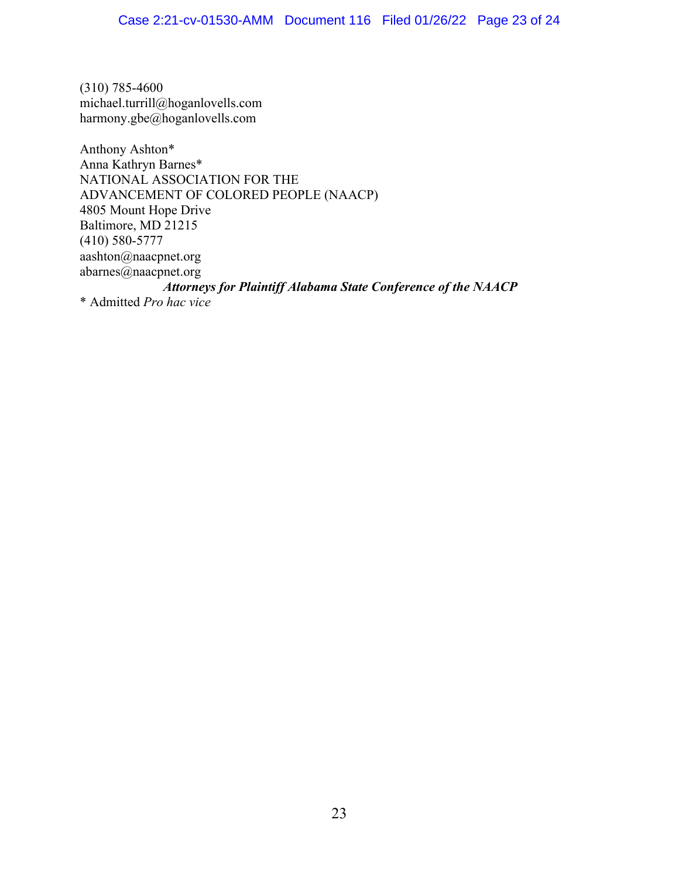(310) 785-4600
michael.turrill@hoganlovells.com
harmony.gbe@hoganlovells.com

Anthony Ashton*
Anna Kathryn Barnes*
NATIONAL ASSOCIATION FOR THE
ADVANCEMENT OF COLORED PEOPLE (NAACP)
4805 Mount Hope Drive
Baltimore, MD 21215
(410) 580-5777
aashton@naacpnet.org
abarnes@naacpnet.org

***Attorneys for Plaintiff Alabama State Conference of the NAACP***

\* Admitted *Pro hac vice*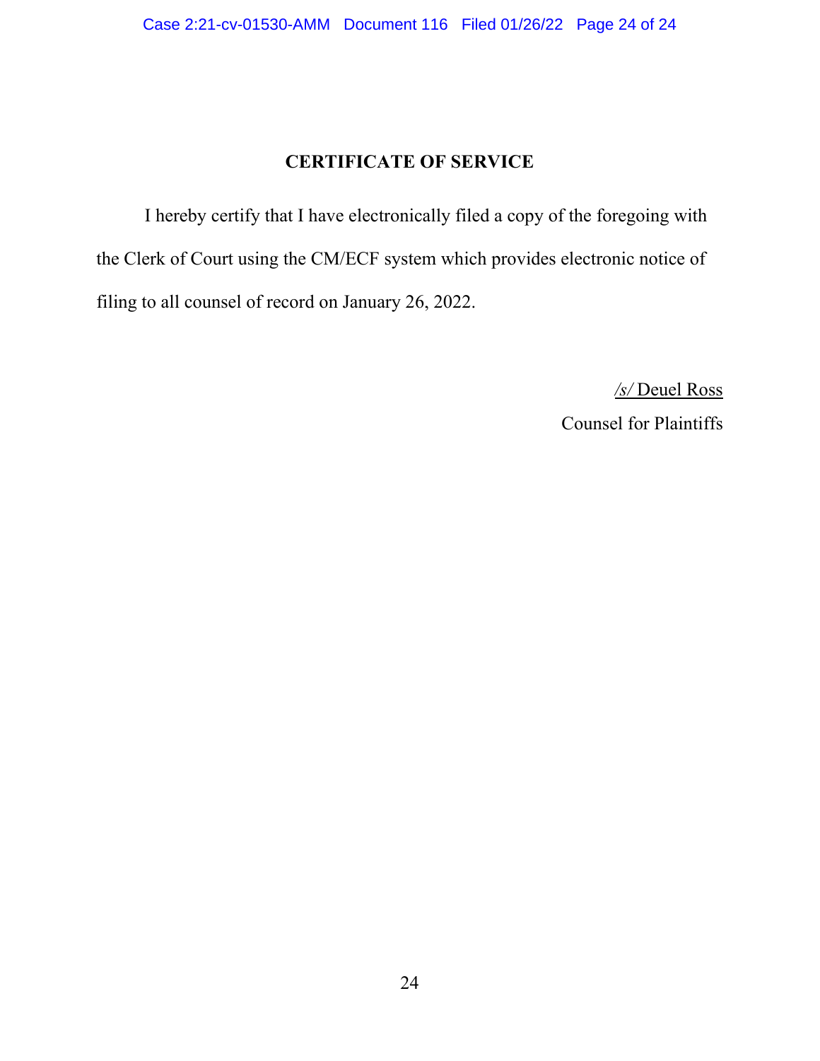## CERTIFICATE OF SERVICE

I hereby certify that I have electronically filed a copy of the foregoing with the Clerk of Court using the CM/ECF system which provides electronic notice of filing to all counsel of record on January 26, 2022.

/s/ Deuel Ross
Counsel for Plaintiffs